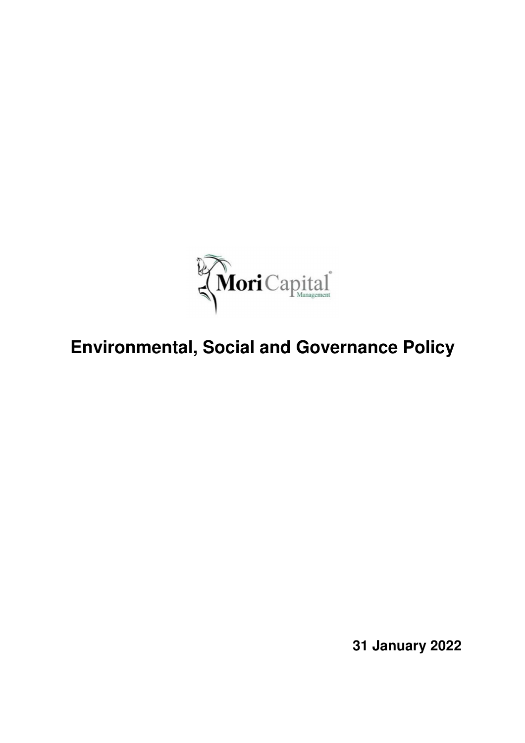Mori Capital Management

# Environmental, Social and Governance Policy

**31 January 2022**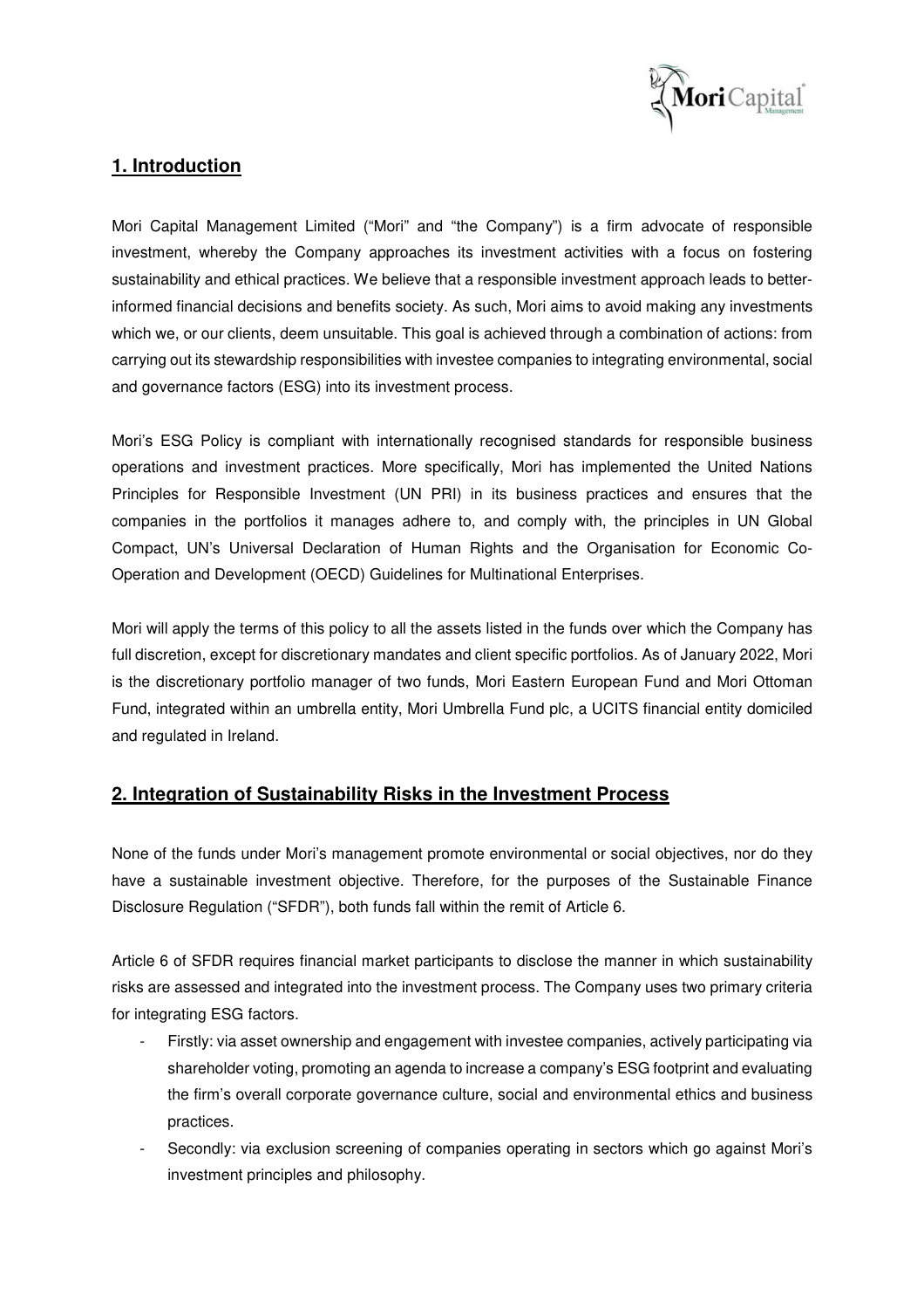## 1. Introduction

Mori Capital Management Limited ("Mori" and "the Company") is a firm advocate of responsible investment, whereby the Company approaches its investment activities with a focus on fostering sustainability and ethical practices. We believe that a responsible investment approach leads to better-informed financial decisions and benefits society. As such, Mori aims to avoid making any investments which we, or our clients, deem unsuitable. This goal is achieved through a combination of actions: from carrying out its stewardship responsibilities with investee companies to integrating environmental, social and governance factors (ESG) into its investment process.

Mori's ESG Policy is compliant with internationally recognised standards for responsible business operations and investment practices. More specifically, Mori has implemented the United Nations Principles for Responsible Investment (UN PRI) in its business practices and ensures that the companies in the portfolios it manages adhere to, and comply with, the principles in UN Global Compact, UN's Universal Declaration of Human Rights and the Organisation for Economic Co-Operation and Development (OECD) Guidelines for Multinational Enterprises.

Mori will apply the terms of this policy to all the assets listed in the funds over which the Company has full discretion, except for discretionary mandates and client specific portfolios. As of January 2022, Mori is the discretionary portfolio manager of two funds, Mori Eastern European Fund and Mori Ottoman Fund, integrated within an umbrella entity, Mori Umbrella Fund plc, a UCITS financial entity domiciled and regulated in Ireland.

## 2. Integration of Sustainability Risks in the Investment Process

None of the funds under Mori's management promote environmental or social objectives, nor do they have a sustainable investment objective. Therefore, for the purposes of the Sustainable Finance Disclosure Regulation ("SFDR"), both funds fall within the remit of Article 6.

Article 6 of SFDR requires financial market participants to disclose the manner in which sustainability risks are assessed and integrated into the investment process. The Company uses two primary criteria for integrating ESG factors.

- Firstly: via asset ownership and engagement with investee companies, actively participating via shareholder voting, promoting an agenda to increase a company's ESG footprint and evaluating the firm's overall corporate governance culture, social and environmental ethics and business practices.
- Secondly: via exclusion screening of companies operating in sectors which go against Mori's investment principles and philosophy.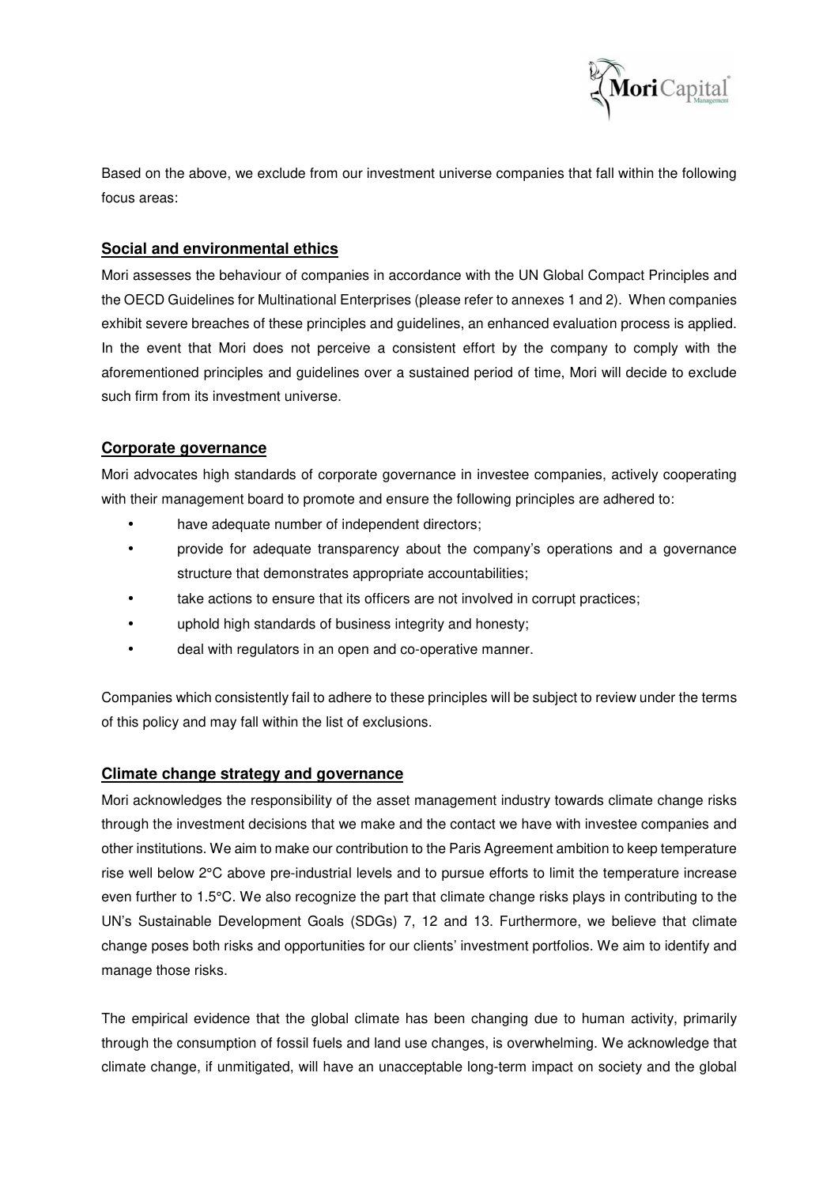Based on the above, we exclude from our investment universe companies that fall within the following focus areas:

## Social and environmental ethics

Mori assesses the behaviour of companies in accordance with the UN Global Compact Principles and the OECD Guidelines for Multinational Enterprises (please refer to annexes 1 and 2). When companies exhibit severe breaches of these principles and guidelines, an enhanced evaluation process is applied. In the event that Mori does not perceive a consistent effort by the company to comply with the aforementioned principles and guidelines over a sustained period of time, Mori will decide to exclude such firm from its investment universe.

## Corporate governance

Mori advocates high standards of corporate governance in investee companies, actively cooperating with their management board to promote and ensure the following principles are adhered to:

- have adequate number of independent directors;
- provide for adequate transparency about the company's operations and a governance structure that demonstrates appropriate accountabilities;
- take actions to ensure that its officers are not involved in corrupt practices;
- uphold high standards of business integrity and honesty;
- deal with regulators in an open and co-operative manner.

Companies which consistently fail to adhere to these principles will be subject to review under the terms of this policy and may fall within the list of exclusions.

## Climate change strategy and governance

Mori acknowledges the responsibility of the asset management industry towards climate change risks through the investment decisions that we make and the contact we have with investee companies and other institutions. We aim to make our contribution to the Paris Agreement ambition to keep temperature rise well below 2°C above pre-industrial levels and to pursue efforts to limit the temperature increase even further to 1.5°C. We also recognize the part that climate change risks plays in contributing to the UN's Sustainable Development Goals (SDGs) 7, 12 and 13. Furthermore, we believe that climate change poses both risks and opportunities for our clients' investment portfolios. We aim to identify and manage those risks.

The empirical evidence that the global climate has been changing due to human activity, primarily through the consumption of fossil fuels and land use changes, is overwhelming. We acknowledge that climate change, if unmitigated, will have an unacceptable long-term impact on society and the global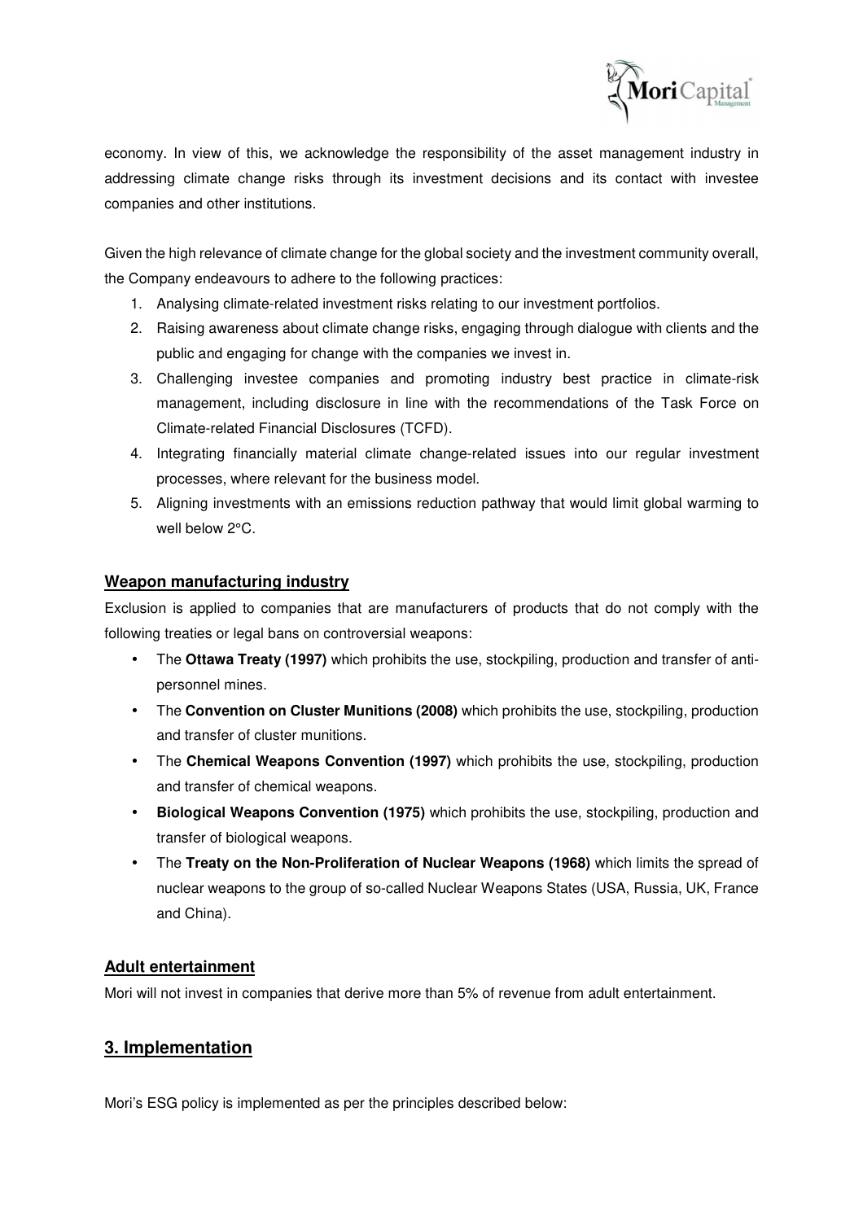economy. In view of this, we acknowledge the responsibility of the asset management industry in addressing climate change risks through its investment decisions and its contact with investee companies and other institutions.

Given the high relevance of climate change for the global society and the investment community overall, the Company endeavours to adhere to the following practices:

1. Analysing climate-related investment risks relating to our investment portfolios.
2. Raising awareness about climate change risks, engaging through dialogue with clients and the public and engaging for change with the companies we invest in.
3. Challenging investee companies and promoting industry best practice in climate-risk management, including disclosure in line with the recommendations of the Task Force on Climate-related Financial Disclosures (TCFD).
4. Integrating financially material climate change-related issues into our regular investment processes, where relevant for the business model.
5. Aligning investments with an emissions reduction pathway that would limit global warming to well below 2°C.

### Weapon manufacturing industry

Exclusion is applied to companies that are manufacturers of products that do not comply with the following treaties or legal bans on controversial weapons:

- The **Ottawa Treaty (1997)** which prohibits the use, stockpiling, production and transfer of anti-personnel mines.
- The **Convention on Cluster Munitions (2008)** which prohibits the use, stockpiling, production and transfer of cluster munitions.
- The **Chemical Weapons Convention (1997)** which prohibits the use, stockpiling, production and transfer of chemical weapons.
- **Biological Weapons Convention (1975)** which prohibits the use, stockpiling, production and transfer of biological weapons.
- The **Treaty on the Non-Proliferation of Nuclear Weapons (1968)** which limits the spread of nuclear weapons to the group of so-called Nuclear Weapons States (USA, Russia, UK, France and China).

### Adult entertainment

Mori will not invest in companies that derive more than 5% of revenue from adult entertainment.

## 3. Implementation

Mori's ESG policy is implemented as per the principles described below: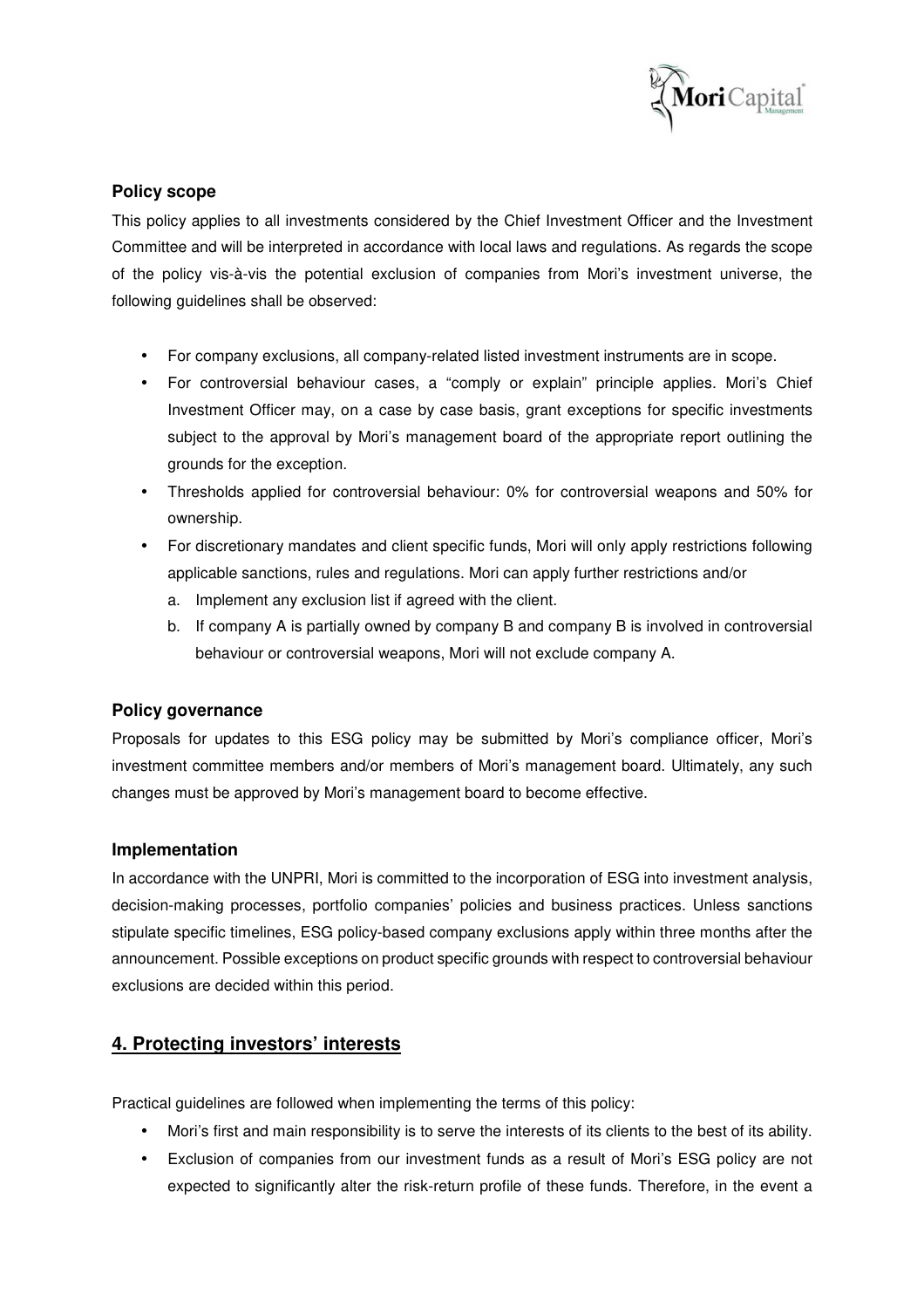### Policy scope

This policy applies to all investments considered by the Chief Investment Officer and the Investment Committee and will be interpreted in accordance with local laws and regulations. As regards the scope of the policy vis-à-vis the potential exclusion of companies from Mori's investment universe, the following guidelines shall be observed:

- For company exclusions, all company-related listed investment instruments are in scope.
- For controversial behaviour cases, a "comply or explain" principle applies. Mori's Chief Investment Officer may, on a case by case basis, grant exceptions for specific investments subject to the approval by Mori's management board of the appropriate report outlining the grounds for the exception.
- Thresholds applied for controversial behaviour: 0% for controversial weapons and 50% for ownership.
- For discretionary mandates and client specific funds, Mori will only apply restrictions following applicable sanctions, rules and regulations. Mori can apply further restrictions and/or
  a. Implement any exclusion list if agreed with the client.
  b. If company A is partially owned by company B and company B is involved in controversial behaviour or controversial weapons, Mori will not exclude company A.

### Policy governance

Proposals for updates to this ESG policy may be submitted by Mori's compliance officer, Mori's investment committee members and/or members of Mori's management board. Ultimately, any such changes must be approved by Mori's management board to become effective.

### Implementation

In accordance with the UNPRI, Mori is committed to the incorporation of ESG into investment analysis, decision-making processes, portfolio companies' policies and business practices. Unless sanctions stipulate specific timelines, ESG policy-based company exclusions apply within three months after the announcement. Possible exceptions on product specific grounds with respect to controversial behaviour exclusions are decided within this period.

## 4. Protecting investors' interests

Practical guidelines are followed when implementing the terms of this policy:

- Mori's first and main responsibility is to serve the interests of its clients to the best of its ability.
- Exclusion of companies from our investment funds as a result of Mori's ESG policy are not expected to significantly alter the risk-return profile of these funds. Therefore, in the event a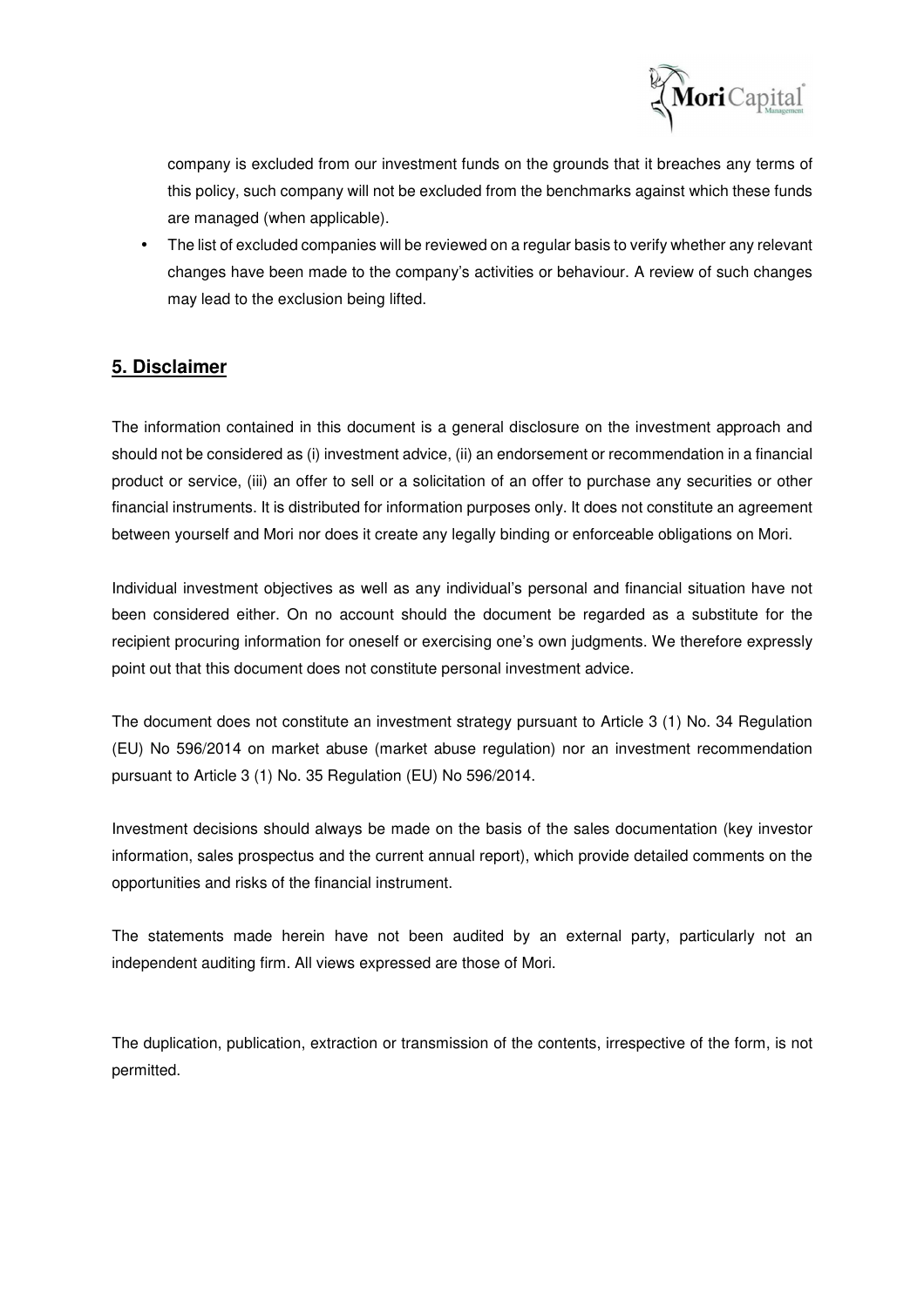company is excluded from our investment funds on the grounds that it breaches any terms of this policy, such company will not be excluded from the benchmarks against which these funds are managed (when applicable).

- The list of excluded companies will be reviewed on a regular basis to verify whether any relevant changes have been made to the company's activities or behaviour. A review of such changes may lead to the exclusion being lifted.

## 5. Disclaimer

The information contained in this document is a general disclosure on the investment approach and should not be considered as (i) investment advice, (ii) an endorsement or recommendation in a financial product or service, (iii) an offer to sell or a solicitation of an offer to purchase any securities or other financial instruments. It is distributed for information purposes only. It does not constitute an agreement between yourself and Mori nor does it create any legally binding or enforceable obligations on Mori.

Individual investment objectives as well as any individual's personal and financial situation have not been considered either. On no account should the document be regarded as a substitute for the recipient procuring information for oneself or exercising one's own judgments. We therefore expressly point out that this document does not constitute personal investment advice.

The document does not constitute an investment strategy pursuant to Article 3 (1) No. 34 Regulation (EU) No 596/2014 on market abuse (market abuse regulation) nor an investment recommendation pursuant to Article 3 (1) No. 35 Regulation (EU) No 596/2014.

Investment decisions should always be made on the basis of the sales documentation (key investor information, sales prospectus and the current annual report), which provide detailed comments on the opportunities and risks of the financial instrument.

The statements made herein have not been audited by an external party, particularly not an independent auditing firm. All views expressed are those of Mori.

The duplication, publication, extraction or transmission of the contents, irrespective of the form, is not permitted.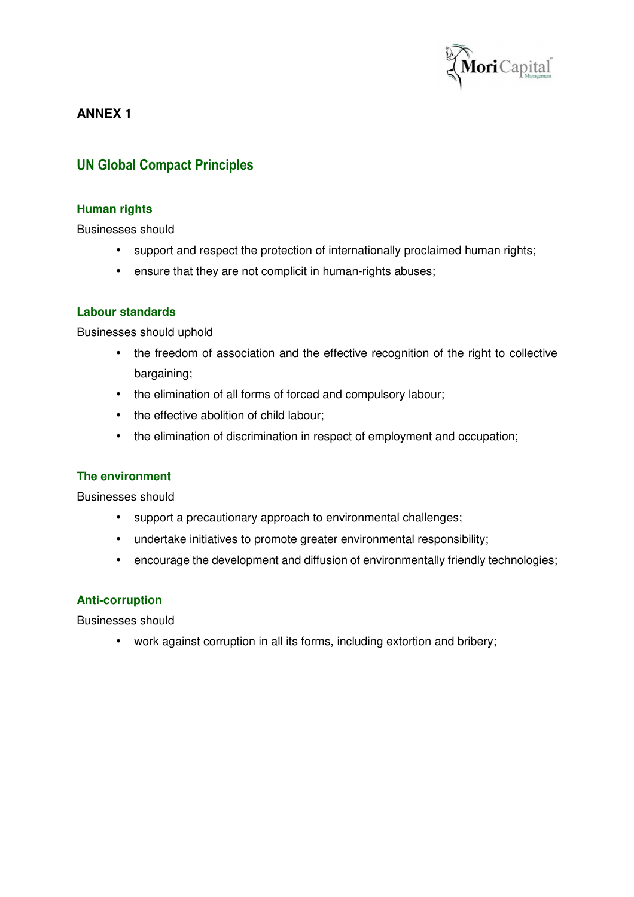**ANNEX 1**

## UN Global Compact Principles

### Human rights

Businesses should

- support and respect the protection of internationally proclaimed human rights;
- ensure that they are not complicit in human-rights abuses;

### Labour standards

Businesses should uphold

- the freedom of association and the effective recognition of the right to collective bargaining;
- the elimination of all forms of forced and compulsory labour;
- the effective abolition of child labour;
- the elimination of discrimination in respect of employment and occupation;

### The environment

Businesses should

- support a precautionary approach to environmental challenges;
- undertake initiatives to promote greater environmental responsibility;
- encourage the development and diffusion of environmentally friendly technologies;

### Anti-corruption

Businesses should

- work against corruption in all its forms, including extortion and bribery;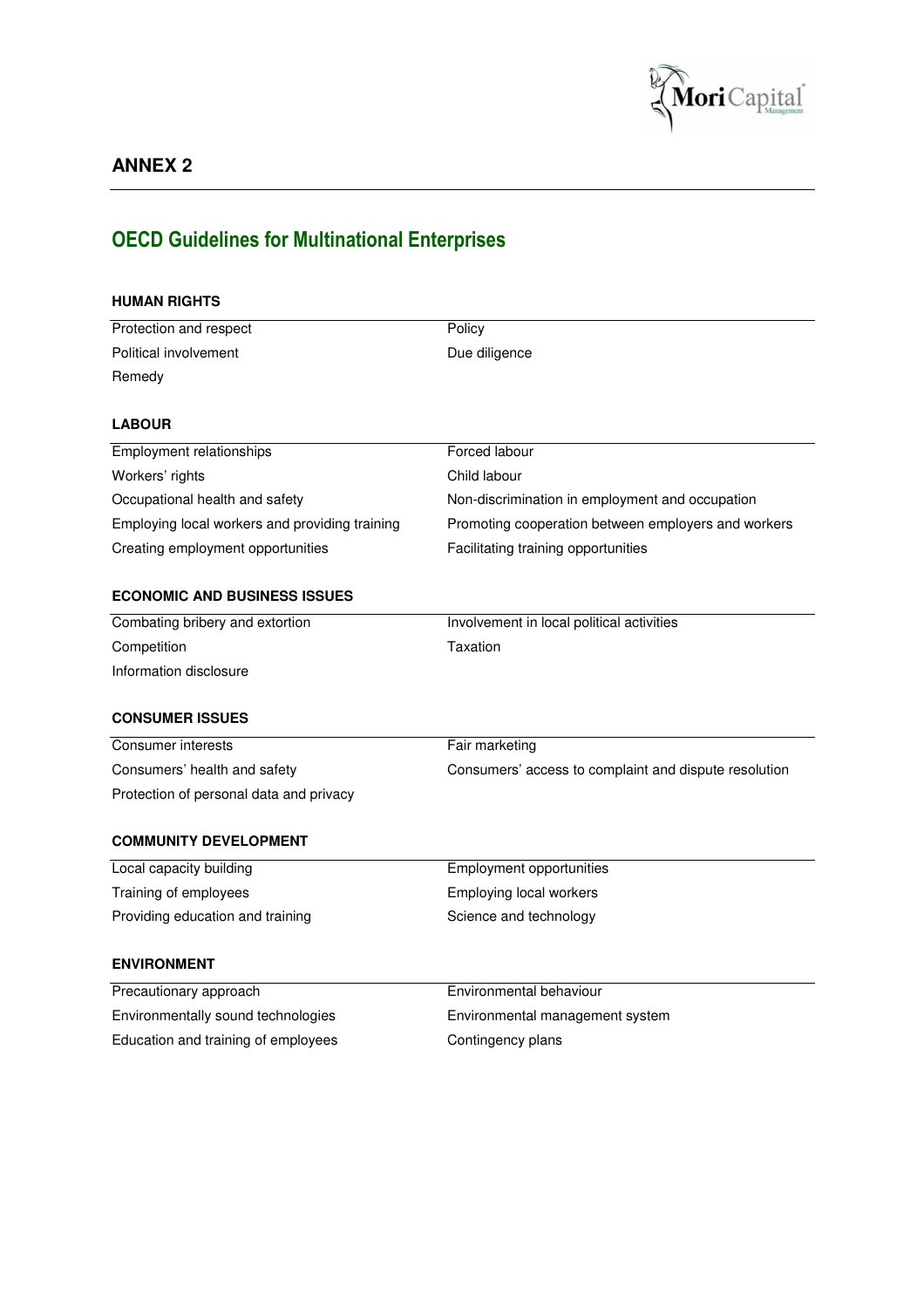## ANNEX 2

# OECD Guidelines for Multinational Enterprises

### HUMAN RIGHTS

| | |
|---|---|
| Protection and respect | Policy |
| Political involvement | Due diligence |
| Remedy | |

### LABOUR

| | |
|---|---|
| Employment relationships | Forced labour |
| Workers' rights | Child labour |
| Occupational health and safety | Non-discrimination in employment and occupation |
| Employing local workers and providing training | Promoting cooperation between employers and workers |
| Creating employment opportunities | Facilitating training opportunities |

### ECONOMIC AND BUSINESS ISSUES

| | |
|---|---|
| Combating bribery and extortion | Involvement in local political activities |
| Competition | Taxation |
| Information disclosure | |

### CONSUMER ISSUES

| | |
|---|---|
| Consumer interests | Fair marketing |
| Consumers' health and safety | Consumers' access to complaint and dispute resolution |
| Protection of personal data and privacy | |

### COMMUNITY DEVELOPMENT

| | |
|---|---|
| Local capacity building | Employment opportunities |
| Training of employees | Employing local workers |
| Providing education and training | Science and technology |

### ENVIRONMENT

| | |
|---|---|
| Precautionary approach | Environmental behaviour |
| Environmentally sound technologies | Environmental management system |
| Education and training of employees | Contingency plans |